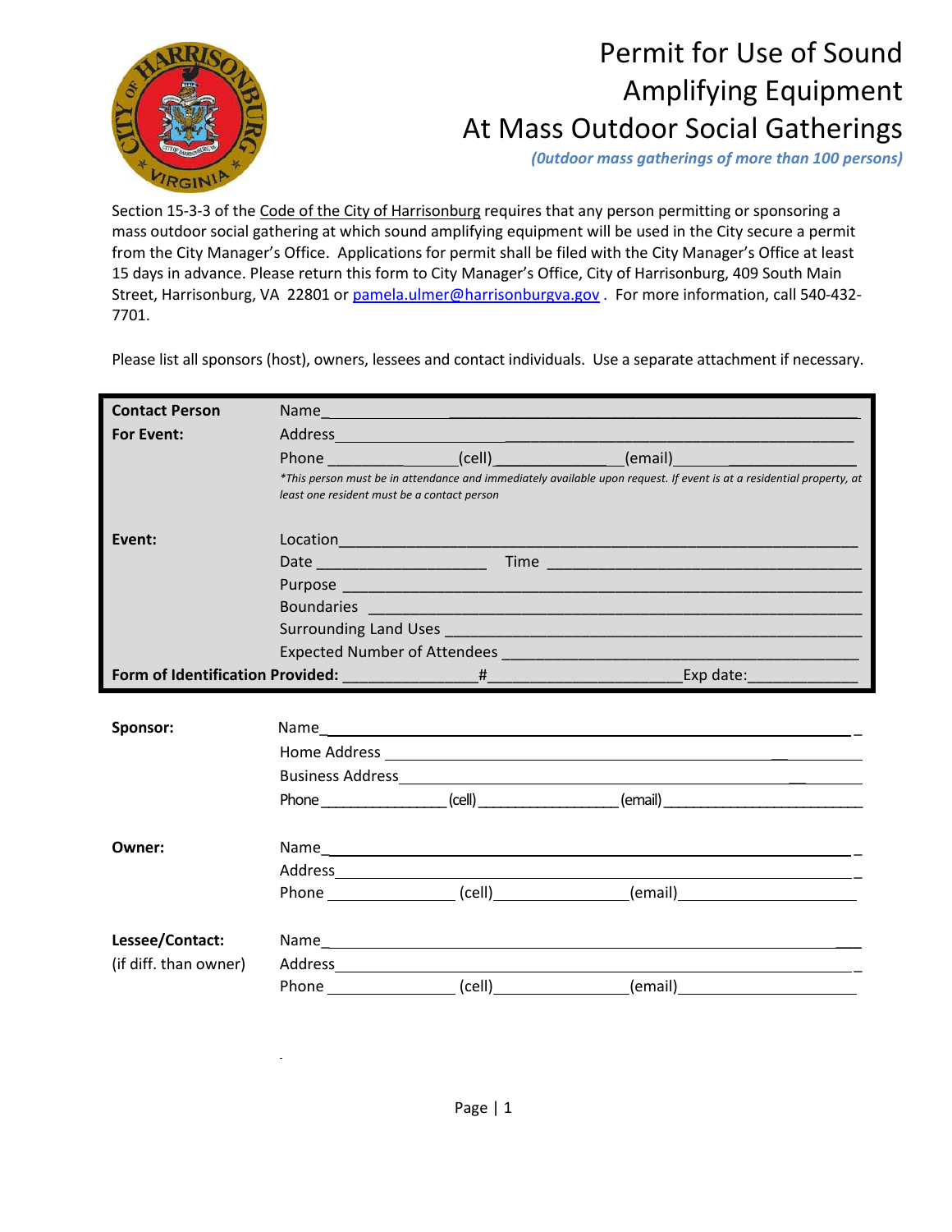# Permit for Use of Sound Amplifying Equipment At Mass Outdoor Social Gatherings

***(Outdoor mass gatherings of more than 100 persons)***

Section 15-3-3 of the Code of the City of Harrisonburg requires that any person permitting or sponsoring a mass outdoor social gathering at which sound amplifying equipment will be used in the City secure a permit from the City Manager's Office. Applications for permit shall be filed with the City Manager's Office at least 15 days in advance. Please return this form to City Manager's Office, City of Harrisonburg, 409 South Main Street, Harrisonburg, VA 22801 or pamela.ulmer@harrisonburgva.gov . For more information, call 540-432-7701.

Please list all sponsors (host), owners, lessees and contact individuals. Use a separate attachment if necessary.

**Contact Person For Event:**

Name_______________________________________________

Address_____________________________________________

Phone ______________(cell)______________(email)______________

*\*This person must be in attendance and immediately available upon request. If event is at a residential property, at least one resident must be a contact person*

**Event:**

Location_____________________________________________

Date ____________________ Time ______________________

Purpose _____________________________________________

Boundaries ___________________________________________

Surrounding Land Uses _________________________________

Expected Number of Attendees ___________________________

**Form of Identification Provided:** _______________#_____________________Exp date:_____________

**Sponsor:**

Name_______________________________________________

Home Address ________________________________________

Business Address______________________________________

Phone ______________(cell)______________(email)______________

**Owner:**

Name_______________________________________________

Address_____________________________________________

Phone ______________(cell)______________(email)______________

**Lessee/Contact:**
(if diff. than owner)

Name_______________________________________________

Address_____________________________________________

Phone ______________(cell)______________(email)______________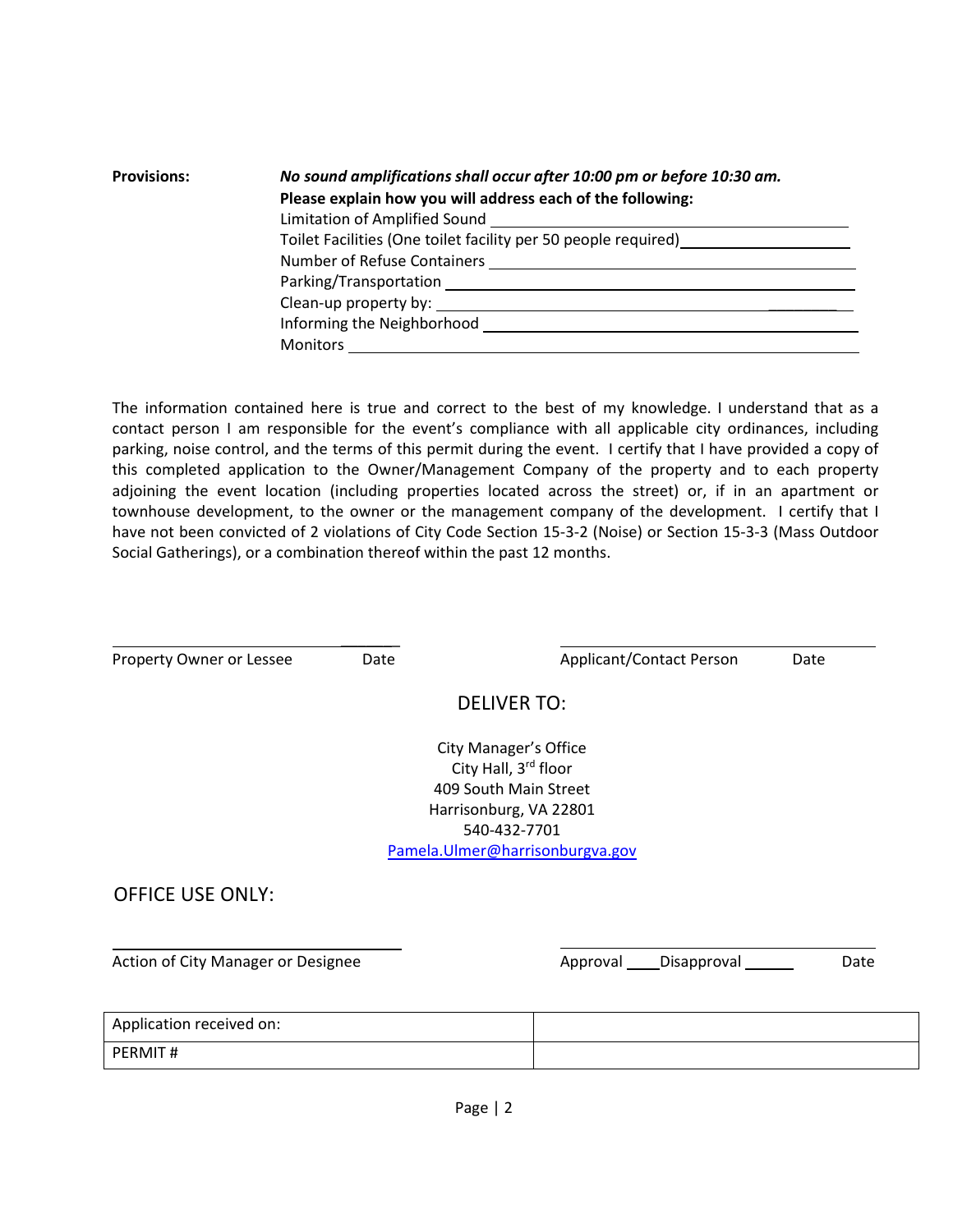**Provisions:** ***No sound amplifications shall occur after 10:00 pm or before 10:30 am.***

**Please explain how you will address each of the following:**

Limitation of Amplified Sound ______________________________

Toilet Facilities (One toilet facility per 50 people required) ______________________________

Number of Refuse Containers ______________________________

Parking/Transportation ______________________________

Clean-up property by: ______________________________

Informing the Neighborhood ______________________________

Monitors ______________________________

The information contained here is true and correct to the best of my knowledge. I understand that as a contact person I am responsible for the event's compliance with all applicable city ordinances, including parking, noise control, and the terms of this permit during the event. I certify that I have provided a copy of this completed application to the Owner/Management Company of the property and to each property adjoining the event location (including properties located across the street) or, if in an apartment or townhouse development, to the owner or the management company of the development. I certify that I have not been convicted of 2 violations of City Code Section 15-3-2 (Noise) or Section 15-3-3 (Mass Outdoor Social Gatherings), or a combination thereof within the past 12 months.

______________________________ ________

Property Owner or Lessee Date

______________________________ ________

Applicant/Contact Person Date

## DELIVER TO:

City Manager's Office
City Hall, 3rd floor
409 South Main Street
Harrisonburg, VA 22801
540-432-7701
Pamela.Ulmer@harrisonburgva.gov

## OFFICE USE ONLY:

______________________________

Action of City Manager or Designee

Approval ____ Disapproval ______ Date

| | |
|---|---|
| Application received on: | |
| PERMIT # | |